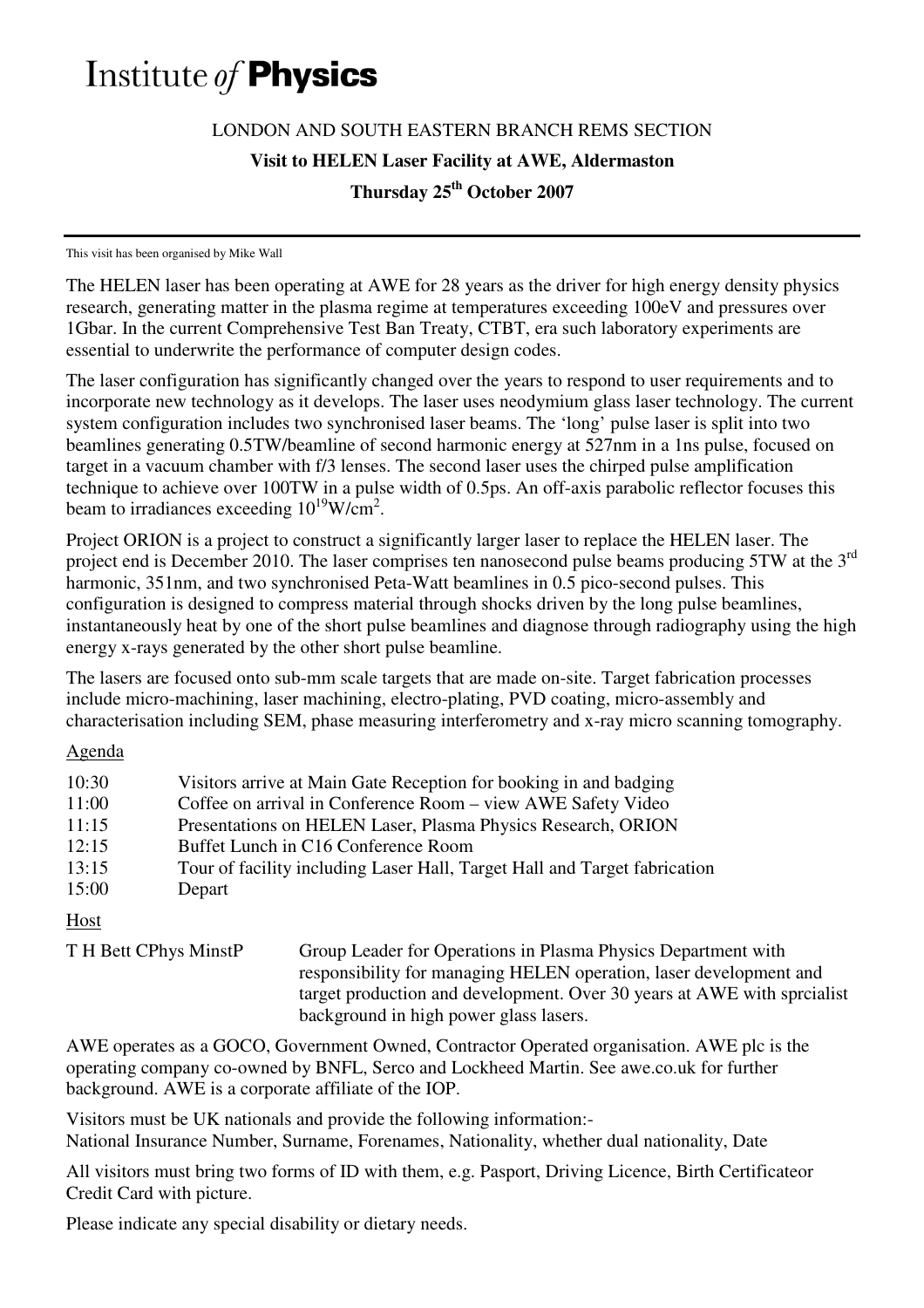# Institute *of* **Physics**

LONDON AND SOUTH EASTERN BRANCH REMS SECTION

**Visit to HELEN Laser Facility at AWE, Aldermaston**

**Thursday 25th October 2007**

---

This visit has been organised by Mike Wall

The HELEN laser has been operating at AWE for 28 years as the driver for high energy density physics research, generating matter in the plasma regime at temperatures exceeding 100eV and pressures over 1Gbar. In the current Comprehensive Test Ban Treaty, CTBT, era such laboratory experiments are essential to underwrite the performance of computer design codes.

The laser configuration has significantly changed over the years to respond to user requirements and to incorporate new technology as it develops. The laser uses neodymium glass laser technology. The current system configuration includes two synchronised laser beams. The 'long' pulse laser is split into two beamlines generating 0.5TW/beamline of second harmonic energy at 527nm in a 1ns pulse, focused on target in a vacuum chamber with f/3 lenses. The second laser uses the chirped pulse amplification technique to achieve over 100TW in a pulse width of 0.5ps. An off-axis parabolic reflector focuses this beam to irradiances exceeding $10^{19}$W/cm$^2$.

Project ORION is a project to construct a significantly larger laser to replace the HELEN laser. The project end is December 2010. The laser comprises ten nanosecond pulse beams producing 5TW at the 3rd harmonic, 351nm, and two synchronised Peta-Watt beamlines in 0.5 pico-second pulses. This configuration is designed to compress material through shocks driven by the long pulse beamlines, instantaneously heat by one of the short pulse beamlines and diagnose through radiography using the high energy x-rays generated by the other short pulse beamline.

The lasers are focused onto sub-mm scale targets that are made on-site. Target fabrication processes include micro-machining, laser machining, electro-plating, PVD coating, micro-assembly and characterisation including SEM, phase measuring interferometry and x-ray micro scanning tomography.

Agenda

| | |
|---|---|
| 10:30 | Visitors arrive at Main Gate Reception for booking in and badging |
| 11:00 | Coffee on arrival in Conference Room – view AWE Safety Video |
| 11:15 | Presentations on HELEN Laser, Plasma Physics Research, ORION |
| 12:15 | Buffet Lunch in C16 Conference Room |
| 13:15 | Tour of facility including Laser Hall, Target Hall and Target fabrication |
| 15:00 | Depart |

Host

| | |
|---|---|
| T H Bett CPhys MinstP | Group Leader for Operations in Plasma Physics Department with responsibility for managing HELEN operation, laser development and target production and development. Over 30 years at AWE with sprcialist background in high power glass lasers. |

AWE operates as a GOCO, Government Owned, Contractor Operated organisation. AWE plc is the operating company co-owned by BNFL, Serco and Lockheed Martin. See awe.co.uk for further background. AWE is a corporate affiliate of the IOP.

Visitors must be UK nationals and provide the following information:-
National Insurance Number, Surname, Forenames, Nationality, whether dual nationality, Date

All visitors must bring two forms of ID with them, e.g. Pasport, Driving Licence, Birth Certificateor Credit Card with picture.

Please indicate any special disability or dietary needs.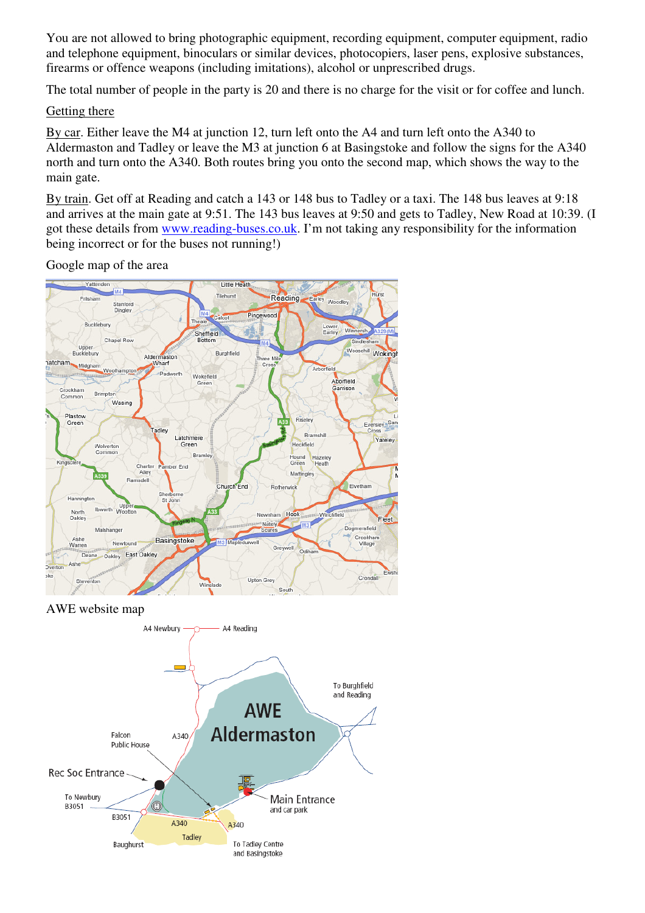You are not allowed to bring photographic equipment, recording equipment, computer equipment, radio and telephone equipment, binoculars or similar devices, photocopiers, laser pens, explosive substances, firearms or offence weapons (including imitations), alcohol or unprescribed drugs.

The total number of people in the party is 20 and there is no charge for the visit or for coffee and lunch.

Getting there

By car. Either leave the M4 at junction 12, turn left onto the A4 and turn left onto the A340 to Aldermaston and Tadley or leave the M3 at junction 6 at Basingstoke and follow the signs for the A340 north and turn onto the A340. Both routes bring you onto the second map, which shows the way to the main gate.

By train. Get off at Reading and catch a 143 or 148 bus to Tadley or a taxi. The 148 bus leaves at 9:18 and arrives at the main gate at 9:51. The 143 bus leaves at 9:50 and gets to Tadley, New Road at 10:39. (I got these details from www.reading-buses.co.uk. I'm not taking any responsibility for the information being incorrect or for the buses not running!)

Google map of the area

AWE website map